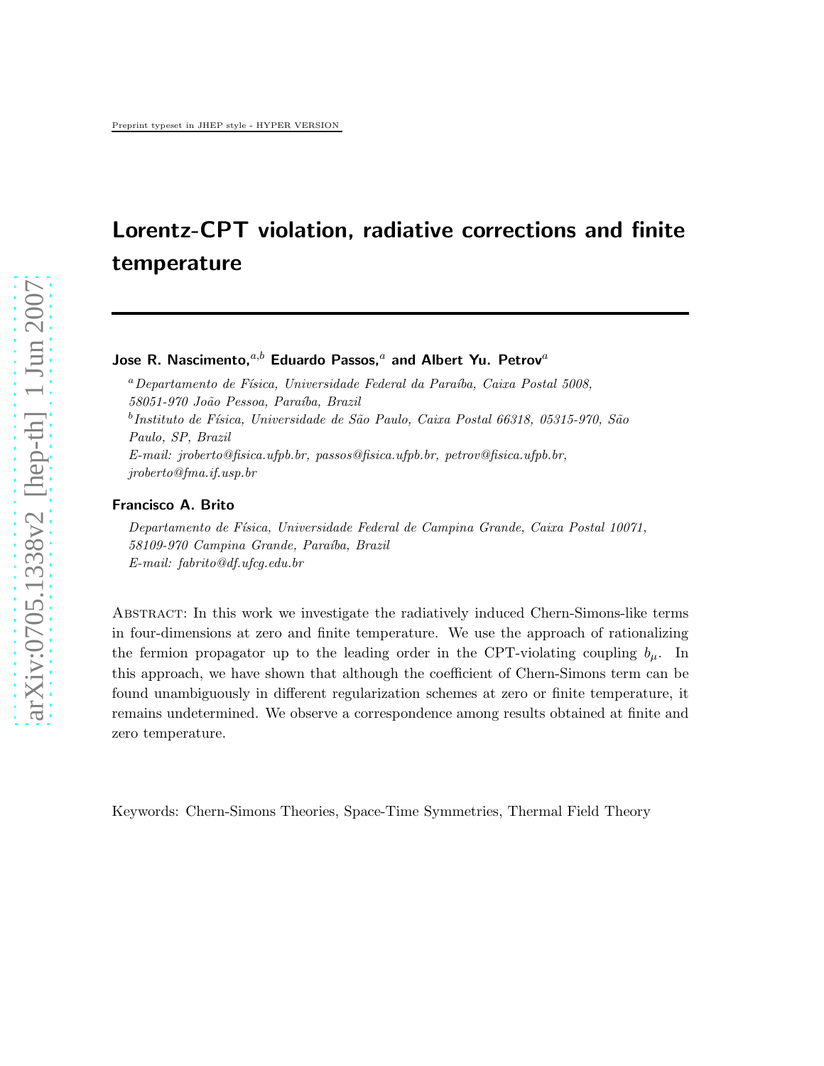# Lorentz-CPT violation, radiative corrections and finite temperature

**Jose R. Nascimento,**[a,b] **Eduardo Passos,**[a] **and Albert Yu. Petrov**[a]

[a] *Departamento de Física, Universidade Federal da Paraíba, Caixa Postal 5008, 58051-970 João Pessoa, Paraíba, Brazil*

[b] *Instituto de Física, Universidade de São Paulo, Caixa Postal 66318, 05315-970, São Paulo, SP, Brazil*

*E-mail:* jroberto@fisica.ufpb.br, passos@fisica.ufpb.br, petrov@fisica.ufpb.br, jroberto@fma.if.usp.br

**Francisco A. Brito**

*Departamento de Física, Universidade Federal de Campina Grande, Caixa Postal 10071, 58109-970 Campina Grande, Paraíba, Brazil*

*E-mail:* fabrito@df.ufcg.edu.br

Abstract: In this work we investigate the radiatively induced Chern-Simons-like terms in four-dimensions at zero and finite temperature. We use the approach of rationalizing the fermion propagator up to the leading order in the CPT-violating coupling $b_\mu$. In this approach, we have shown that although the coefficient of Chern-Simons term can be found unambiguously in different regularization schemes at zero or finite temperature, it remains undetermined. We observe a correspondence among results obtained at finite and zero temperature.

Keywords: Chern-Simons Theories, Space-Time Symmetries, Thermal Field Theory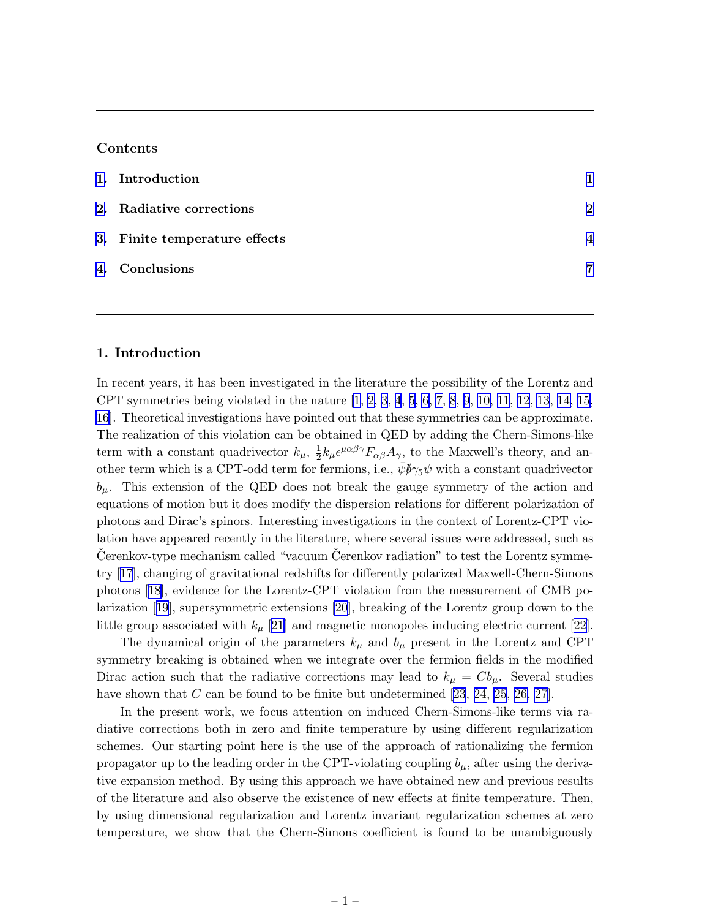## Contents

1. Introduction 1
2. Radiative corrections 2
3. Finite temperature effects 4
4. Conclusions 7

## 1. Introduction

In recent years, it has been investigated in the literature the possibility of the Lorentz and CPT symmetries being violated in the nature [1, 2, 3, 4, 5, 6, 7, 8, 9, 10, 11, 12, 13, 14, 15, 16]. Theoretical investigations have pointed out that these symmetries can be approximate. The realization of this violation can be obtained in QED by adding the Chern-Simons-like term with a constant quadrivector $k_\mu$, $\frac{1}{2}k_\mu\epsilon^{\mu\alpha\beta\gamma}F_{\alpha\beta}A_\gamma$, to the Maxwell's theory, and another term which is a CPT-odd term for fermions, i.e., $\bar{\psi}\not{b}\gamma_5\psi$ with a constant quadrivector $b_\mu$. This extension of the QED does not break the gauge symmetry of the action and equations of motion but it does modify the dispersion relations for different polarization of photons and Dirac's spinors. Interesting investigations in the context of Lorentz-CPT violation have appeared recently in the literature, where several issues were addressed, such as Čerenkov-type mechanism called "vacuum Čerenkov radiation" to test the Lorentz symmetry [17], changing of gravitational redshifts for differently polarized Maxwell-Chern-Simons photons [18], evidence for the Lorentz-CPT violation from the measurement of CMB polarization [19], supersymmetric extensions [20], breaking of the Lorentz group down to the little group associated with $k_\mu$ [21] and magnetic monopoles inducing electric current [22].

The dynamical origin of the parameters $k_\mu$ and $b_\mu$ present in the Lorentz and CPT symmetry breaking is obtained when we integrate over the fermion fields in the modified Dirac action such that the radiative corrections may lead to $k_\mu = Cb_\mu$. Several studies have shown that $C$ can be found to be finite but undetermined [23, 24, 25, 26, 27].

In the present work, we focus attention on induced Chern-Simons-like terms via radiative corrections both in zero and finite temperature by using different regularization schemes. Our starting point here is the use of the approach of rationalizing the fermion propagator up to the leading order in the CPT-violating coupling $b_\mu$, after using the derivative expansion method. By using this approach we have obtained new and previous results of the literature and also observe the existence of new effects at finite temperature. Then, by using dimensional regularization and Lorentz invariant regularization schemes at zero temperature, we show that the Chern-Simons coefficient is found to be unambiguously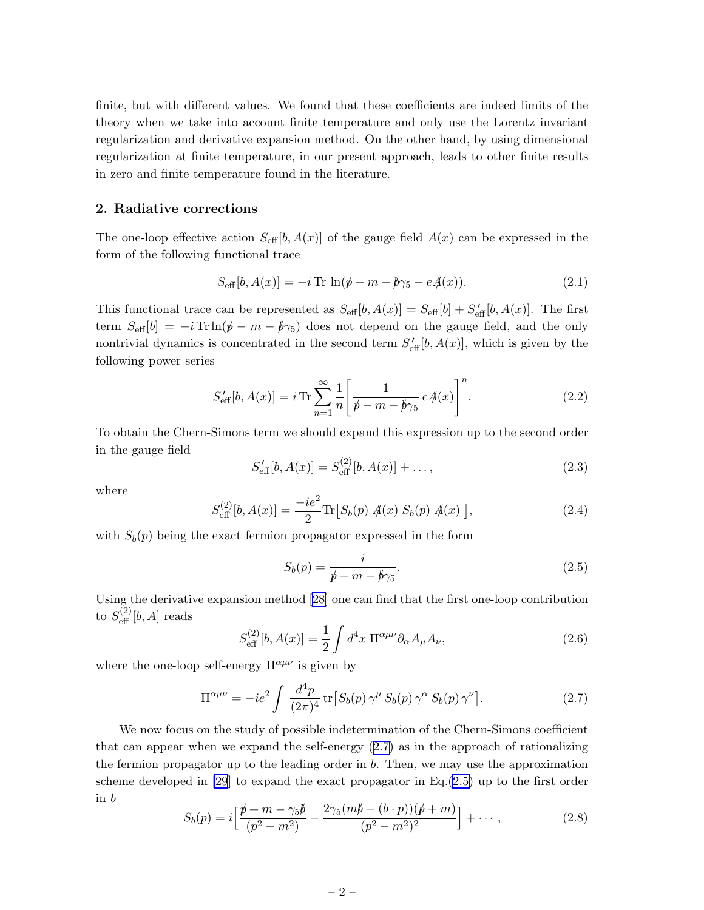finite, but with different values. We found that these coefficients are indeed limits of the theory when we take into account finite temperature and only use the Lorentz invariant regularization and derivative expansion method. On the other hand, by using dimensional regularization at finite temperature, in our present approach, leads to other finite results in zero and finite temperature found in the literature.

## 2. Radiative corrections

The one-loop effective action $S_{\rm eff}[b, A(x)]$ of the gauge field $A(x)$ can be expressed in the form of the following functional trace

$$S_{\rm eff}[b, A(x)] = -i\,{\rm Tr}\,\ln(\not{p} - m - \not{b}\gamma_5 - e\not{A}(x)). \tag{2.1}$$

This functional trace can be represented as $S_{\rm eff}[b, A(x)] = S_{\rm eff}[b] + S'_{\rm eff}[b, A(x)]$. The first term $S_{\rm eff}[b] = -i\,{\rm Tr}\ln(\not{p} - m - \not{b}\gamma_5)$ does not depend on the gauge field, and the only nontrivial dynamics is concentrated in the second term $S'_{\rm eff}[b, A(x)]$, which is given by the following power series

$$S'_{\rm eff}[b, A(x)] = i\,{\rm Tr}\sum_{n=1}^{\infty}\frac{1}{n}\left[\frac{1}{\not{p} - m - \not{b}\gamma_5}\,e\not{A}(x)\right]^n. \tag{2.2}$$

To obtain the Chern-Simons term we should expand this expression up to the second order in the gauge field

$$S'_{\rm eff}[b, A(x)] = S^{(2)}_{\rm eff}[b, A(x)] + \ldots, \tag{2.3}$$

where

$$S^{(2)}_{\rm eff}[b, A(x)] = \frac{-ie^2}{2}{\rm Tr}\big[S_b(p)\;\not{A}(x)\;S_b(p)\;\not{A}(x)\;\big], \tag{2.4}$$

with $S_b(p)$ being the exact fermion propagator expressed in the form

$$S_b(p) = \frac{i}{\not{p} - m - \not{b}\gamma_5}. \tag{2.5}$$

Using the derivative expansion method [28] one can find that the first one-loop contribution to $S^{(2)}_{\rm eff}[b, A]$ reads

$$S^{(2)}_{\rm eff}[b, A(x)] = \frac{1}{2}\int d^4x\;\Pi^{\alpha\mu\nu}\partial_\alpha A_\mu A_\nu, \tag{2.6}$$

where the one-loop self-energy $\Pi^{\alpha\mu\nu}$ is given by

$$\Pi^{\alpha\mu\nu} = -ie^2\int\frac{d^4p}{(2\pi)^4}\,{\rm tr}\big[S_b(p)\,\gamma^\mu\,S_b(p)\,\gamma^\alpha\,S_b(p)\,\gamma^\nu\big]. \tag{2.7}$$

We now focus on the study of possible indetermination of the Chern-Simons coefficient that can appear when we expand the self-energy (2.7) as in the approach of rationalizing the fermion propagator up to the leading order in $b$. Then, we may use the approximation scheme developed in [29] to expand the exact propagator in Eq.(2.5) up to the first order in $b$

$$S_b(p) = i\Big[\frac{\not{p} + m - \gamma_5\not{b}}{(p^2 - m^2)} - \frac{2\gamma_5(m\not{b} - (b\cdot p))(\not{p} + m)}{(p^2 - m^2)^2}\Big] + \cdots, \tag{2.8}$$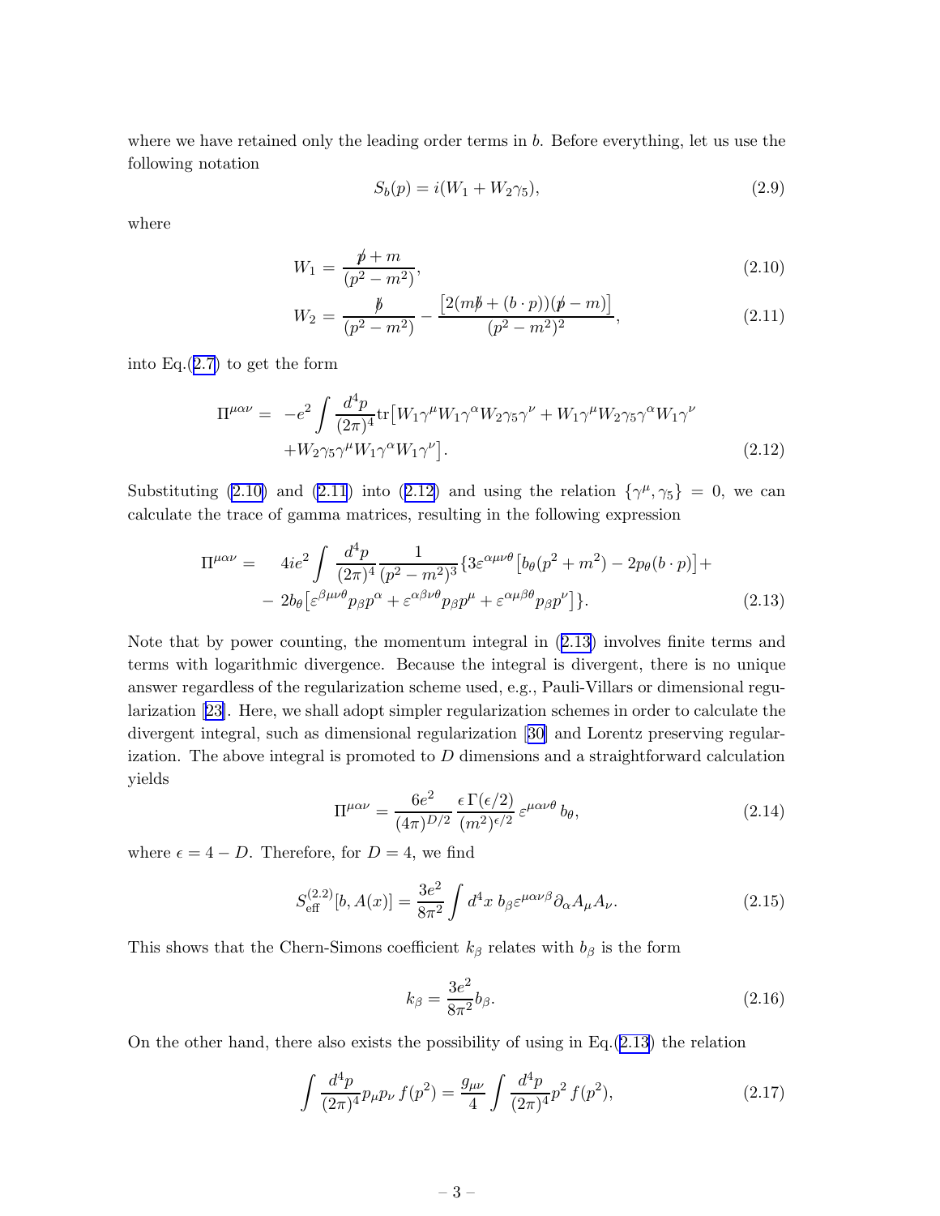where we have retained only the leading order terms in $b$. Before everything, let us use the following notation

$$S_b(p) = i(W_1 + W_2\gamma_5), \tag{2.9}$$

where

$$W_1 = \frac{\not{p} + m}{(p^2 - m^2)}, \tag{2.10}$$

$$W_2 = \frac{\not{b}}{(p^2 - m^2)} - \frac{\left[2(m\not{b} + (b \cdot p))(\not{p} - m)\right]}{(p^2 - m^2)^2}, \tag{2.11}$$

into Eq.(2.7) to get the form

$$\begin{aligned}\Pi^{\mu\alpha\nu} = & -e^2 \int \frac{d^4p}{(2\pi)^4} \mathrm{tr}\big[W_1\gamma^\mu W_1\gamma^\alpha W_2\gamma_5\gamma^\nu + W_1\gamma^\mu W_2\gamma_5\gamma^\alpha W_1\gamma^\nu \\ & + W_2\gamma_5\gamma^\mu W_1\gamma^\alpha W_1\gamma^\nu\big]. \end{aligned} \tag{2.12}$$

Substituting (2.10) and (2.11) into (2.12) and using the relation $\{\gamma^\mu, \gamma_5\} = 0$, we can calculate the trace of gamma matrices, resulting in the following expression

$$\begin{aligned}\Pi^{\mu\alpha\nu} = \quad & 4ie^2 \int \frac{d^4p}{(2\pi)^4} \frac{1}{(p^2 - m^2)^3} \{3\varepsilon^{\alpha\mu\nu\theta}\big[b_\theta(p^2 + m^2) - 2p_\theta(b \cdot p)\big] + \\ & - 2b_\theta\big[\varepsilon^{\beta\mu\nu\theta}p_\beta p^\alpha + \varepsilon^{\alpha\beta\nu\theta}p_\beta p^\mu + \varepsilon^{\alpha\mu\beta\theta}p_\beta p^\nu\big]\}. \end{aligned} \tag{2.13}$$

Note that by power counting, the momentum integral in (2.13) involves finite terms and terms with logarithmic divergence. Because the integral is divergent, there is no unique answer regardless of the regularization scheme used, e.g., Pauli-Villars or dimensional regularization [23]. Here, we shall adopt simpler regularization schemes in order to calculate the divergent integral, such as dimensional regularization [30] and Lorentz preserving regularization. The above integral is promoted to $D$ dimensions and a straightforward calculation yields

$$\Pi^{\mu\alpha\nu} = \frac{6e^2}{(4\pi)^{D/2}} \frac{\epsilon\,\Gamma(\epsilon/2)}{(m^2)^{\epsilon/2}}\, \varepsilon^{\mu\alpha\nu\theta}\, b_\theta, \tag{2.14}$$

where $\epsilon = 4 - D$. Therefore, for $D = 4$, we find

$$S_{\rm eff}^{(2.2)}[b, A(x)] = \frac{3e^2}{8\pi^2} \int d^4x\; b_\beta \varepsilon^{\mu\alpha\nu\beta} \partial_\alpha A_\mu A_\nu. \tag{2.15}$$

This shows that the Chern-Simons coefficient $k_\beta$ relates with $b_\beta$ is the form

$$k_\beta = \frac{3e^2}{8\pi^2} b_\beta. \tag{2.16}$$

On the other hand, there also exists the possibility of using in Eq.(2.13) the relation

$$\int \frac{d^4p}{(2\pi)^4} p_\mu p_\nu\, f(p^2) = \frac{g_{\mu\nu}}{4} \int \frac{d^4p}{(2\pi)^4} p^2\, f(p^2), \tag{2.17}$$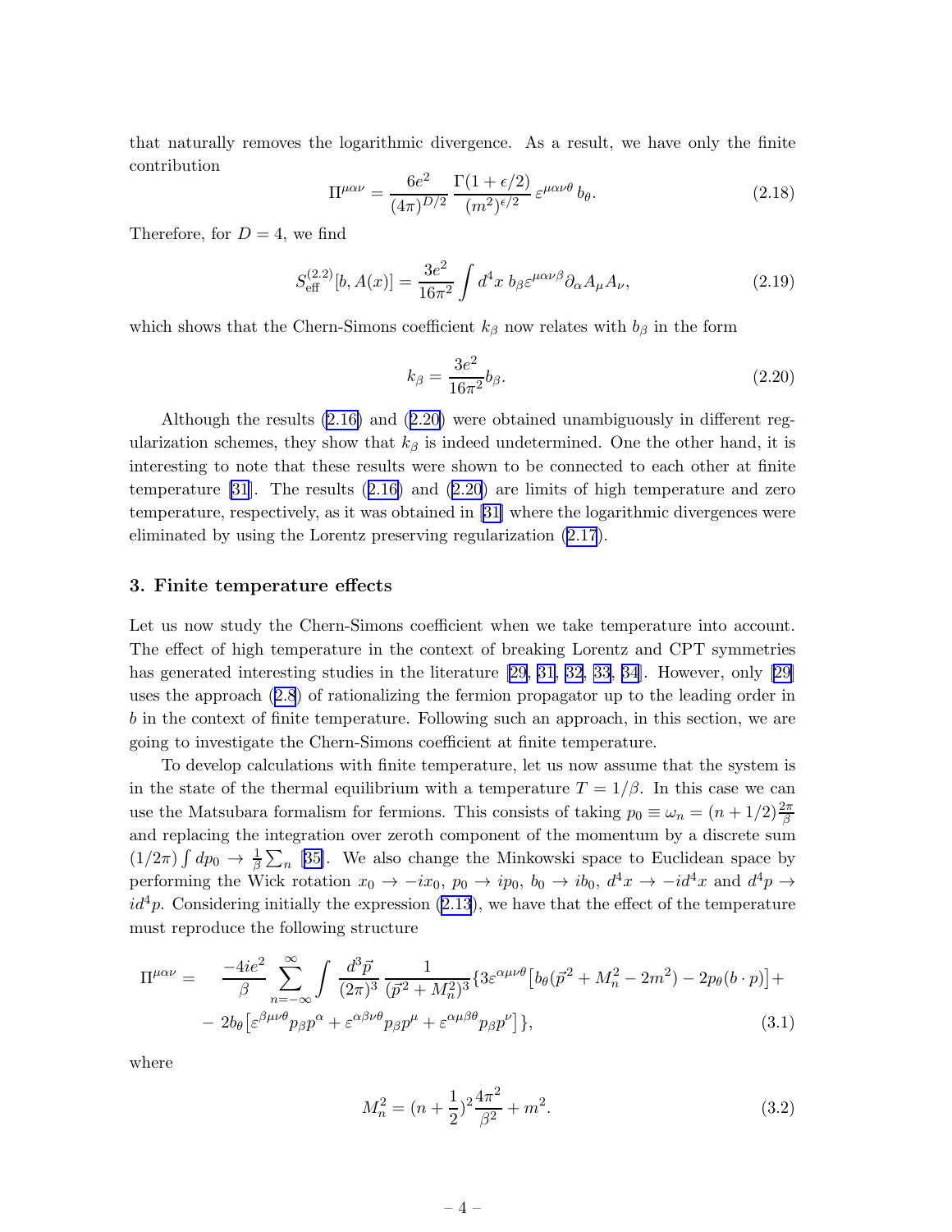that naturally removes the logarithmic divergence. As a result, we have only the finite contribution

$$\Pi^{\mu\alpha\nu} = \frac{6e^2}{(4\pi)^{D/2}} \frac{\Gamma(1+\epsilon/2)}{(m^2)^{\epsilon/2}} \varepsilon^{\mu\alpha\nu\theta} b_\theta. \tag{2.18}$$

Therefore, for $D = 4$, we find

$$S_{\rm eff}^{(2.2)}[b, A(x)] = \frac{3e^2}{16\pi^2} \int d^4x\, b_\beta \varepsilon^{\mu\alpha\nu\beta} \partial_\alpha A_\mu A_\nu, \tag{2.19}$$

which shows that the Chern-Simons coefficient $k_\beta$ now relates with $b_\beta$ in the form

$$k_\beta = \frac{3e^2}{16\pi^2} b_\beta. \tag{2.20}$$

Although the results (2.16) and (2.20) were obtained unambiguously in different regularization schemes, they show that $k_\beta$ is indeed undetermined. One the other hand, it is interesting to note that these results were shown to be connected to each other at finite temperature [31]. The results (2.16) and (2.20) are limits of high temperature and zero temperature, respectively, as it was obtained in [31] where the logarithmic divergences were eliminated by using the Lorentz preserving regularization (2.17).

## 3. Finite temperature effects

Let us now study the Chern-Simons coefficient when we take temperature into account. The effect of high temperature in the context of breaking Lorentz and CPT symmetries has generated interesting studies in the literature [29, 31, 32, 33, 34]. However, only [29] uses the approach (2.8) of rationalizing the fermion propagator up to the leading order in $b$ in the context of finite temperature. Following such an approach, in this section, we are going to investigate the Chern-Simons coefficient at finite temperature.

To develop calculations with finite temperature, let us now assume that the system is in the state of the thermal equilibrium with a temperature $T = 1/\beta$. In this case we can use the Matsubara formalism for fermions. This consists of taking $p_0 \equiv \omega_n = (n + 1/2)\frac{2\pi}{\beta}$ and replacing the integration over zeroth component of the momentum by a discrete sum $(1/2\pi)\int dp_0 \to \frac{1}{\beta}\sum_n$ [35]. We also change the Minkowski space to Euclidean space by performing the Wick rotation $x_0 \to -ix_0$, $p_0 \to ip_0$, $b_0 \to ib_0$, $d^4x \to -id^4x$ and $d^4p \to id^4p$. Considering initially the expression (2.13), we have that the effect of the temperature must reproduce the following structure

$$\begin{aligned}
\Pi^{\mu\alpha\nu} = \; & \frac{-4ie^2}{\beta} \sum_{n=-\infty}^{\infty} \int \frac{d^3\vec{p}}{(2\pi)^3} \frac{1}{(\vec{p}^2 + M_n^2)^3} \{ 3\varepsilon^{\alpha\mu\nu\theta} \big[ b_\theta(\vec{p}^2 + M_n^2 - 2m^2) - 2p_\theta(b\cdot p) \big] + \\
& - 2b_\theta \big[ \varepsilon^{\beta\mu\nu\theta} p_\beta p^\alpha + \varepsilon^{\alpha\beta\nu\theta} p_\beta p^\mu + \varepsilon^{\alpha\mu\beta\theta} p_\beta p^\nu \big] \},
\end{aligned} \tag{3.1}$$

where

$$M_n^2 = (n + \frac{1}{2})^2 \frac{4\pi^2}{\beta^2} + m^2. \tag{3.2}$$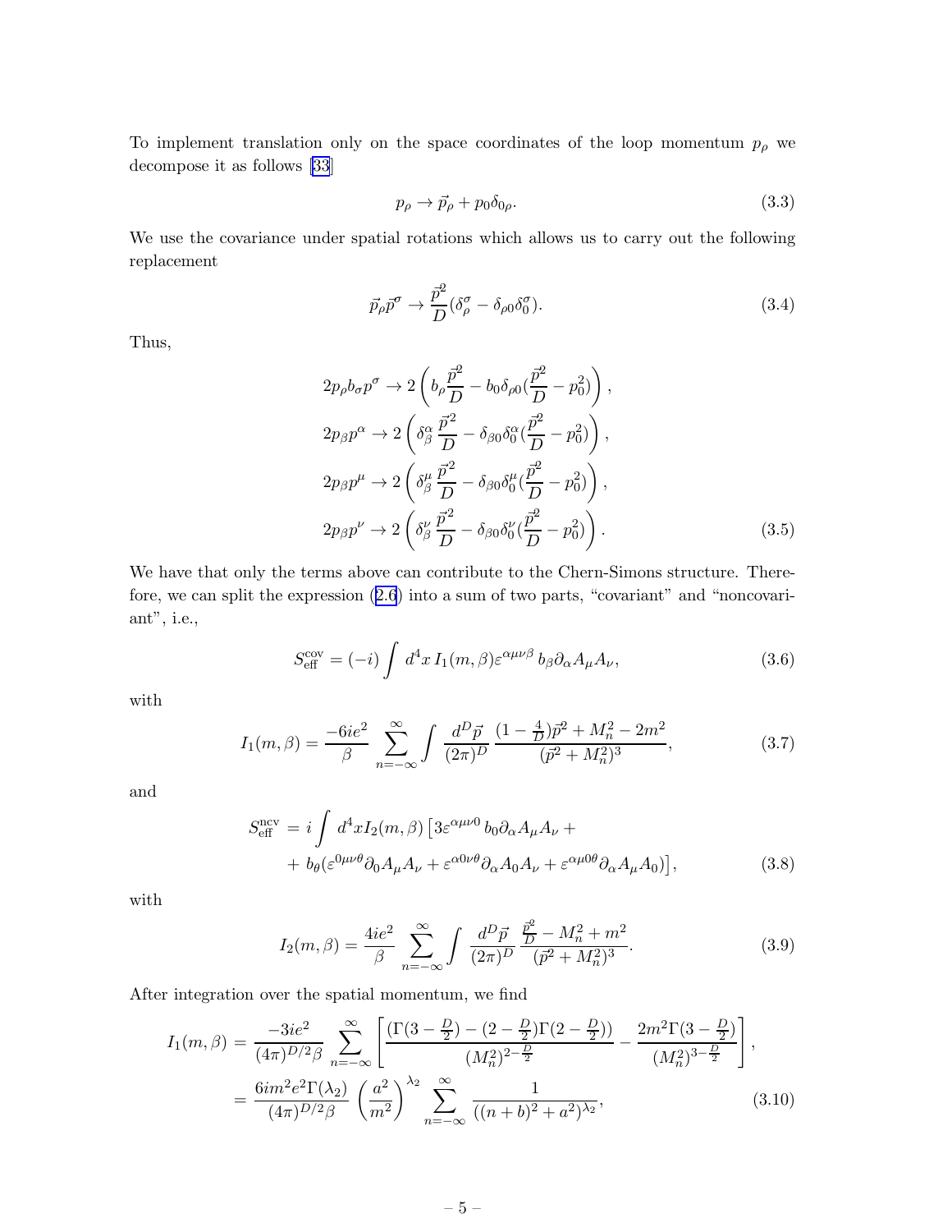To implement translation only on the space coordinates of the loop momentum $p_\rho$ we decompose it as follows [33]

$$p_\rho \to \vec{p}_\rho + p_0 \delta_{0\rho}. \tag{3.3}$$

We use the covariance under spatial rotations which allows us to carry out the following replacement

$$\vec{p}_\rho \vec{p}^\sigma \to \frac{\vec{p}^2}{D}(\delta_\rho^\sigma - \delta_{\rho 0}\delta_0^\sigma). \tag{3.4}$$

Thus,

$$\begin{aligned}
2p_\rho b_\sigma p^\sigma &\to 2\left(b_\rho \frac{\vec{p}^2}{D} - b_0 \delta_{\rho 0}(\frac{\vec{p}^2}{D} - p_0^2)\right), \\
2p_\beta p^\alpha &\to 2\left(\delta_\beta^\alpha \frac{\vec{p}^2}{D} - \delta_{\beta 0}\delta_0^\alpha(\frac{\vec{p}^2}{D} - p_0^2)\right), \\
2p_\beta p^\mu &\to 2\left(\delta_\beta^\mu \frac{\vec{p}^2}{D} - \delta_{\beta 0}\delta_0^\mu(\frac{\vec{p}^2}{D} - p_0^2)\right), \\
2p_\beta p^\nu &\to 2\left(\delta_\beta^\nu \frac{\vec{p}^2}{D} - \delta_{\beta 0}\delta_0^\nu(\frac{\vec{p}^2}{D} - p_0^2)\right).
\end{aligned} \tag{3.5}$$

We have that only the terms above can contribute to the Chern-Simons structure. Therefore, we can split the expression (2.6) into a sum of two parts, "covariant" and "noncovariant", i.e.,

$$S_{\text{eff}}^{\text{cov}} = (-i)\int d^4x\, I_1(m,\beta)\varepsilon^{\alpha\mu\nu\beta}\, b_\beta \partial_\alpha A_\mu A_\nu, \tag{3.6}$$

with

$$I_1(m,\beta) = \frac{-6ie^2}{\beta}\sum_{n=-\infty}^{\infty}\int \frac{d^D\vec{p}}{(2\pi)^D}\, \frac{(1-\frac{4}{D})\vec{p}^2 + M_n^2 - 2m^2}{(\vec{p}^2 + M_n^2)^3}, \tag{3.7}$$

and

$$\begin{aligned}
S_{\text{eff}}^{\text{ncv}} = i\int d^4x I_2(m,\beta)\big[&3\varepsilon^{\alpha\mu\nu 0}\, b_0 \partial_\alpha A_\mu A_\nu + \\
&+ b_\theta(\varepsilon^{0\mu\nu\theta}\partial_0 A_\mu A_\nu + \varepsilon^{\alpha 0\nu\theta}\partial_\alpha A_0 A_\nu + \varepsilon^{\alpha\mu 0\theta}\partial_\alpha A_\mu A_0)\big],
\end{aligned} \tag{3.8}$$

with

$$I_2(m,\beta) = \frac{4ie^2}{\beta}\sum_{n=-\infty}^{\infty}\int \frac{d^D\vec{p}}{(2\pi)^D}\, \frac{\frac{\vec{p}^2}{D} - M_n^2 + m^2}{(\vec{p}^2 + M_n^2)^3}. \tag{3.9}$$

After integration over the spatial momentum, we find

$$\begin{aligned}
I_1(m,\beta) &= \frac{-3ie^2}{(4\pi)^{D/2}\beta}\sum_{n=-\infty}^{\infty}\left[\frac{(\Gamma(3-\frac{D}{2}) - (2-\frac{D}{2})\Gamma(2-\frac{D}{2}))}{(M_n^2)^{2-\frac{D}{2}}} - \frac{2m^2\Gamma(3-\frac{D}{2})}{(M_n^2)^{3-\frac{D}{2}}}\right], \\
&= \frac{6im^2e^2\Gamma(\lambda_2)}{(4\pi)^{D/2}\beta}\left(\frac{a^2}{m^2}\right)^{\lambda_2}\sum_{n=-\infty}^{\infty}\frac{1}{((n+b)^2 + a^2)^{\lambda_2}},
\end{aligned} \tag{3.10}$$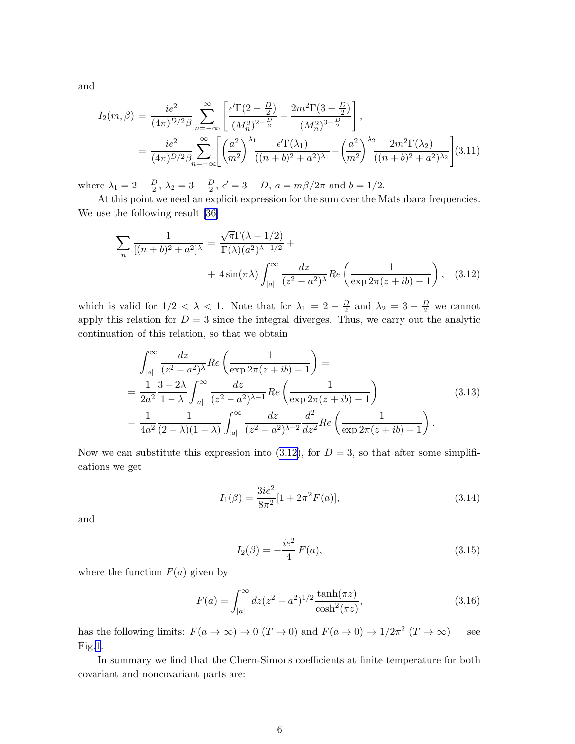and

$$
\begin{aligned}
I_2(m,\beta) &= \frac{ie^2}{(4\pi)^{D/2}\beta}\sum_{n=-\infty}^{\infty}\left[\frac{\epsilon'\Gamma(2-\frac{D}{2})}{(M_n^2)^{2-\frac{D}{2}}} - \frac{2m^2\Gamma(3-\frac{D}{2})}{(M_n^2)^{3-\frac{D}{2}}}\right], \\
&= \frac{ie^2}{(4\pi)^{D/2}\beta}\sum_{n=-\infty}^{\infty}\left[\left(\frac{a^2}{m^2}\right)^{\lambda_1}\frac{\epsilon'\Gamma(\lambda_1)}{((n+b)^2+a^2)^{\lambda_1}} - \left(\frac{a^2}{m^2}\right)^{\lambda_2}\frac{2m^2\Gamma(\lambda_2)}{((n+b)^2+a^2)^{\lambda_2}}\right]
\end{aligned}
\tag{3.11}
$$

where $\lambda_1 = 2 - \frac{D}{2}$, $\lambda_2 = 3 - \frac{D}{2}$, $\epsilon' = 3 - D$, $a = m\beta/2\pi$ and $b = 1/2$.

At this point we need an explicit expression for the sum over the Matsubara frequencies. We use the following result [36]

$$
\begin{aligned}
\sum_n \frac{1}{[(n+b)^2+a^2]^\lambda} &= \frac{\sqrt{\pi}\Gamma(\lambda-1/2)}{\Gamma(\lambda)(a^2)^{\lambda-1/2}} + \\
&+ 4\sin(\pi\lambda)\int_{|a|}^{\infty}\frac{dz}{(z^2-a^2)^\lambda} Re\left(\frac{1}{\exp 2\pi(z+ib)-1}\right),
\end{aligned}
\tag{3.12}
$$

which is valid for $1/2 < \lambda < 1$. Note that for $\lambda_1 = 2 - \frac{D}{2}$ and $\lambda_2 = 3 - \frac{D}{2}$ we cannot apply this relation for $D = 3$ since the integral diverges. Thus, we carry out the analytic continuation of this relation, so that we obtain

$$
\begin{aligned}
&\int_{|a|}^{\infty}\frac{dz}{(z^2-a^2)^\lambda} Re\left(\frac{1}{\exp 2\pi(z+ib)-1}\right) = \\
&= \frac{1}{2a^2}\frac{3-2\lambda}{1-\lambda}\int_{|a|}^{\infty}\frac{dz}{(z^2-a^2)^{\lambda-1}} Re\left(\frac{1}{\exp 2\pi(z+ib)-1}\right) \\
&- \frac{1}{4a^2}\frac{1}{(2-\lambda)(1-\lambda)}\int_{|a|}^{\infty}\frac{dz}{(z^2-a^2)^{\lambda-2}}\frac{d^2}{dz^2} Re\left(\frac{1}{\exp 2\pi(z+ib)-1}\right).
\end{aligned}
\tag{3.13}
$$

Now we can substitute this expression into (3.12), for $D = 3$, so that after some simplifications we get

$$
I_1(\beta) = \frac{3ie^2}{8\pi^2}[1 + 2\pi^2 F(a)], \tag{3.14}
$$

and

$$
I_2(\beta) = -\frac{ie^2}{4}F(a), \tag{3.15}
$$

where the function $F(a)$ given by

$$
F(a) = \int_{|a|}^{\infty} dz (z^2 - a^2)^{1/2}\frac{\tanh(\pi z)}{\cosh^2(\pi z)}, \tag{3.16}
$$

has the following limits: $F(a \to \infty) \to 0$ ($T \to 0$) and $F(a \to 0) \to 1/2\pi^2$ ($T \to \infty$) — see Fig.1.

In summary we find that the Chern-Simons coefficients at finite temperature for both covariant and noncovariant parts are: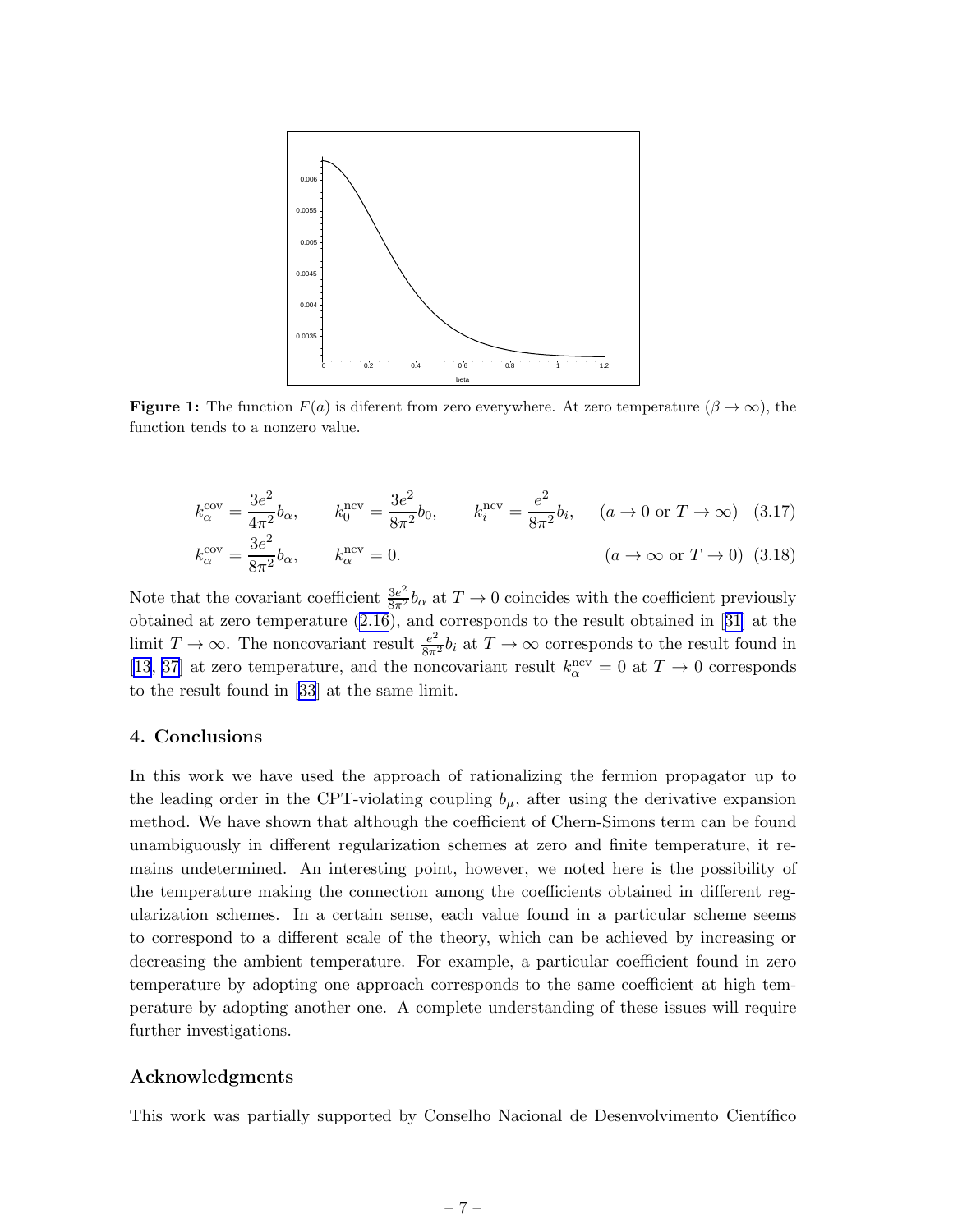**Figure 1:** The function $F(a)$ is diferent from zero everywhere. At zero temperature ($\beta \to \infty$), the function tends to a nonzero value.

$$k_\alpha^{\rm cov} = \frac{3e^2}{4\pi^2} b_\alpha, \qquad k_0^{\rm ncv} = \frac{3e^2}{8\pi^2} b_0, \qquad k_i^{\rm ncv} = \frac{e^2}{8\pi^2} b_i, \qquad (a \to 0 \text{ or } T \to \infty) \quad (3.17)$$

$$k_\alpha^{\rm cov} = \frac{3e^2}{8\pi^2} b_\alpha, \qquad k_\alpha^{\rm ncv} = 0. \qquad (a \to \infty \text{ or } T \to 0) \quad (3.18)$$

Note that the covariant coefficient $\frac{3e^2}{8\pi^2} b_\alpha$ at $T \to 0$ coincides with the coefficient previously obtained at zero temperature (2.16), and corresponds to the result obtained in [31] at the limit $T \to \infty$. The noncovariant result $\frac{e^2}{8\pi^2} b_i$ at $T \to \infty$ corresponds to the result found in [13, 37] at zero temperature, and the noncovariant result $k_\alpha^{\rm ncv} = 0$ at $T \to 0$ corresponds to the result found in [33] at the same limit.

## 4. Conclusions

In this work we have used the approach of rationalizing the fermion propagator up to the leading order in the CPT-violating coupling $b_\mu$, after using the derivative expansion method. We have shown that although the coefficient of Chern-Simons term can be found unambiguously in different regularization schemes at zero and finite temperature, it remains undetermined. An interesting point, however, we noted here is the possibility of the temperature making the connection among the coefficients obtained in different regularization schemes. In a certain sense, each value found in a particular scheme seems to correspond to a different scale of the theory, which can be achieved by increasing or decreasing the ambient temperature. For example, a particular coefficient found in zero temperature by adopting one approach corresponds to the same coefficient at high temperature by adopting another one. A complete understanding of these issues will require further investigations.

## Acknowledgments

This work was partially supported by Conselho Nacional de Desenvolvimento Científico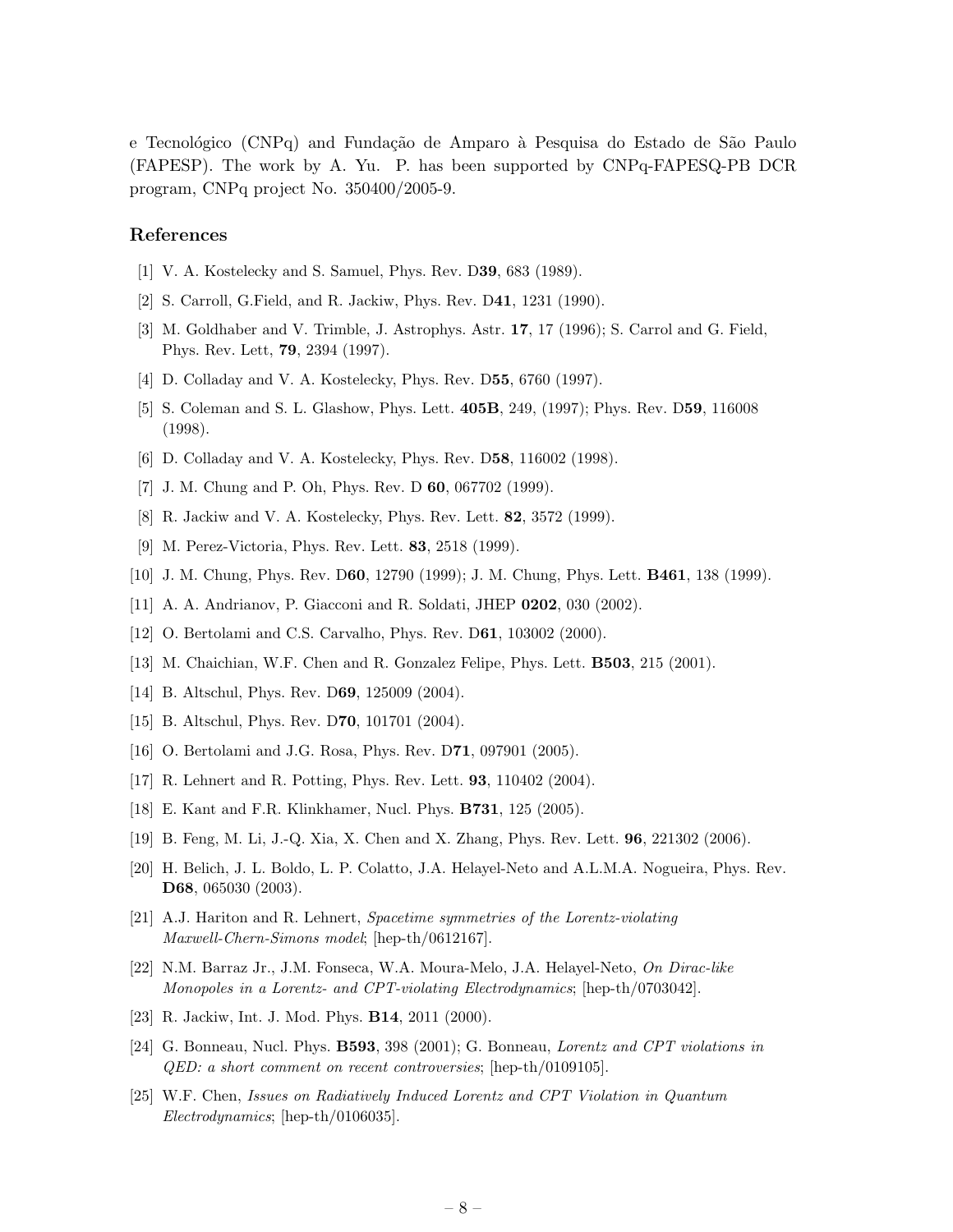e Tecnológico (CNPq) and Fundação de Amparo à Pesquisa do Estado de São Paulo (FAPESP). The work by A. Yu. P. has been supported by CNPq-FAPESQ-PB DCR program, CNPq project No. 350400/2005-9.

## References

[1] V. A. Kostelecky and S. Samuel, Phys. Rev. D**39**, 683 (1989).

[2] S. Carroll, G.Field, and R. Jackiw, Phys. Rev. D**41**, 1231 (1990).

[3] M. Goldhaber and V. Trimble, J. Astrophys. Astr. **17**, 17 (1996); S. Carrol and G. Field, Phys. Rev. Lett, **79**, 2394 (1997).

[4] D. Colladay and V. A. Kostelecky, Phys. Rev. D**55**, 6760 (1997).

[5] S. Coleman and S. L. Glashow, Phys. Lett. **405B**, 249, (1997); Phys. Rev. D**59**, 116008 (1998).

[6] D. Colladay and V. A. Kostelecky, Phys. Rev. D**58**, 116002 (1998).

[7] J. M. Chung and P. Oh, Phys. Rev. D **60**, 067702 (1999).

[8] R. Jackiw and V. A. Kostelecky, Phys. Rev. Lett. **82**, 3572 (1999).

[9] M. Perez-Victoria, Phys. Rev. Lett. **83**, 2518 (1999).

[10] J. M. Chung, Phys. Rev. D**60**, 12790 (1999); J. M. Chung, Phys. Lett. **B461**, 138 (1999).

[11] A. A. Andrianov, P. Giacconi and R. Soldati, JHEP **0202**, 030 (2002).

[12] O. Bertolami and C.S. Carvalho, Phys. Rev. D**61**, 103002 (2000).

[13] M. Chaichian, W.F. Chen and R. Gonzalez Felipe, Phys. Lett. **B503**, 215 (2001).

[14] B. Altschul, Phys. Rev. D**69**, 125009 (2004).

[15] B. Altschul, Phys. Rev. D**70**, 101701 (2004).

[16] O. Bertolami and J.G. Rosa, Phys. Rev. D**71**, 097901 (2005).

[17] R. Lehnert and R. Potting, Phys. Rev. Lett. **93**, 110402 (2004).

[18] E. Kant and F.R. Klinkhamer, Nucl. Phys. **B731**, 125 (2005).

[19] B. Feng, M. Li, J.-Q. Xia, X. Chen and X. Zhang, Phys. Rev. Lett. **96**, 221302 (2006).

[20] H. Belich, J. L. Boldo, L. P. Colatto, J.A. Helayel-Neto and A.L.M.A. Nogueira, Phys. Rev. **D68**, 065030 (2003).

[21] A.J. Hariton and R. Lehnert, *Spacetime symmetries of the Lorentz-violating Maxwell-Chern-Simons model*; [hep-th/0612167].

[22] N.M. Barraz Jr., J.M. Fonseca, W.A. Moura-Melo, J.A. Helayel-Neto, *On Dirac-like Monopoles in a Lorentz- and CPT-violating Electrodynamics*; [hep-th/0703042].

[23] R. Jackiw, Int. J. Mod. Phys. **B14**, 2011 (2000).

[24] G. Bonneau, Nucl. Phys. **B593**, 398 (2001); G. Bonneau, *Lorentz and CPT violations in QED: a short comment on recent controversies*; [hep-th/0109105].

[25] W.F. Chen, *Issues on Radiatively Induced Lorentz and CPT Violation in Quantum Electrodynamics*; [hep-th/0106035].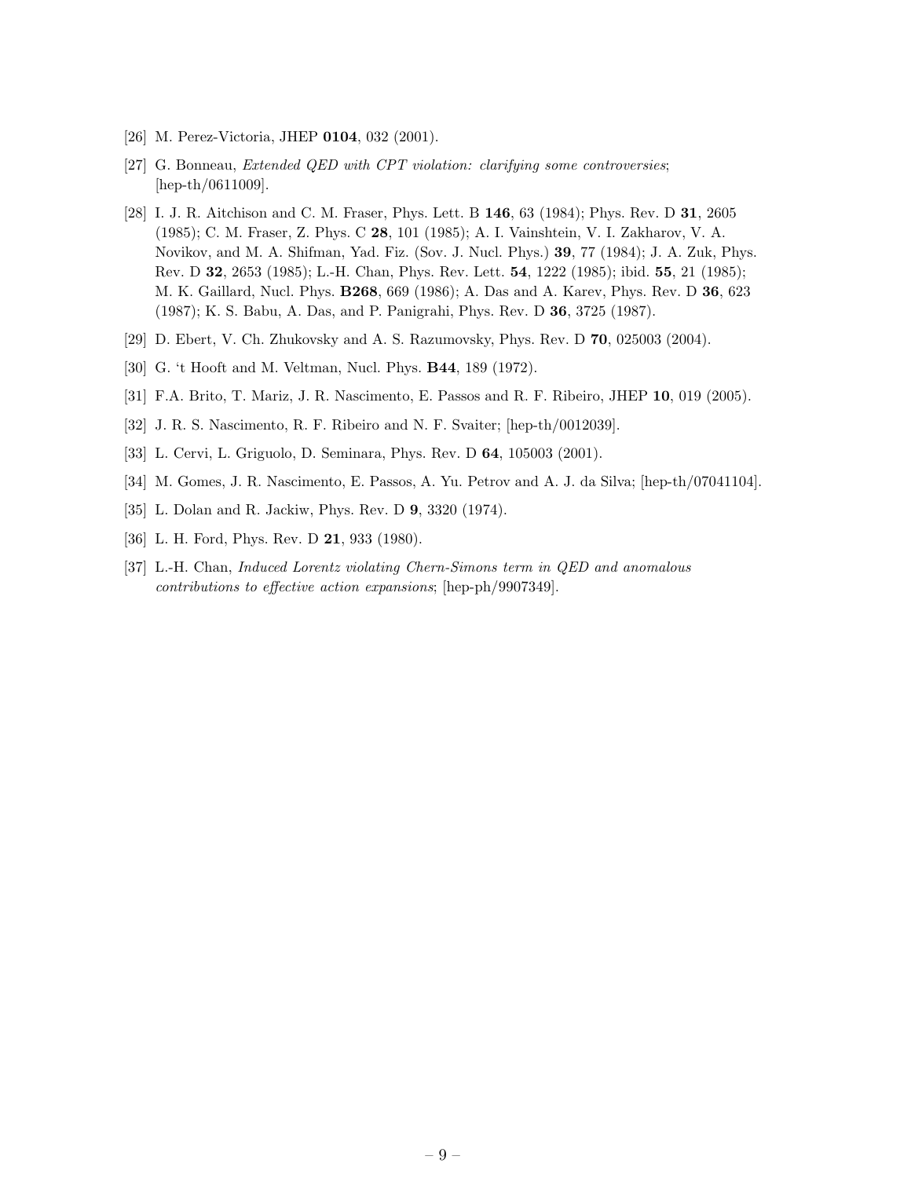[26] M. Perez-Victoria, JHEP **0104**, 032 (2001).

[27] G. Bonneau, *Extended QED with CPT violation: clarifying some controversies*; [hep-th/0611009].

[28] I. J. R. Aitchison and C. M. Fraser, Phys. Lett. B **146**, 63 (1984); Phys. Rev. D **31**, 2605 (1985); C. M. Fraser, Z. Phys. C **28**, 101 (1985); A. I. Vainshtein, V. I. Zakharov, V. A. Novikov, and M. A. Shifman, Yad. Fiz. (Sov. J. Nucl. Phys.) **39**, 77 (1984); J. A. Zuk, Phys. Rev. D **32**, 2653 (1985); L.-H. Chan, Phys. Rev. Lett. **54**, 1222 (1985); ibid. **55**, 21 (1985); M. K. Gaillard, Nucl. Phys. **B268**, 669 (1986); A. Das and A. Karev, Phys. Rev. D **36**, 623 (1987); K. S. Babu, A. Das, and P. Panigrahi, Phys. Rev. D **36**, 3725 (1987).

[29] D. Ebert, V. Ch. Zhukovsky and A. S. Razumovsky, Phys. Rev. D **70**, 025003 (2004).

[30] G. 't Hooft and M. Veltman, Nucl. Phys. **B44**, 189 (1972).

[31] F.A. Brito, T. Mariz, J. R. Nascimento, E. Passos and R. F. Ribeiro, JHEP **10**, 019 (2005).

[32] J. R. S. Nascimento, R. F. Ribeiro and N. F. Svaiter; [hep-th/0012039].

[33] L. Cervi, L. Griguolo, D. Seminara, Phys. Rev. D **64**, 105003 (2001).

[34] M. Gomes, J. R. Nascimento, E. Passos, A. Yu. Petrov and A. J. da Silva; [hep-th/07041104].

[35] L. Dolan and R. Jackiw, Phys. Rev. D **9**, 3320 (1974).

[36] L. H. Ford, Phys. Rev. D **21**, 933 (1980).

[37] L.-H. Chan, *Induced Lorentz violating Chern-Simons term in QED and anomalous contributions to effective action expansions*; [hep-ph/9907349].